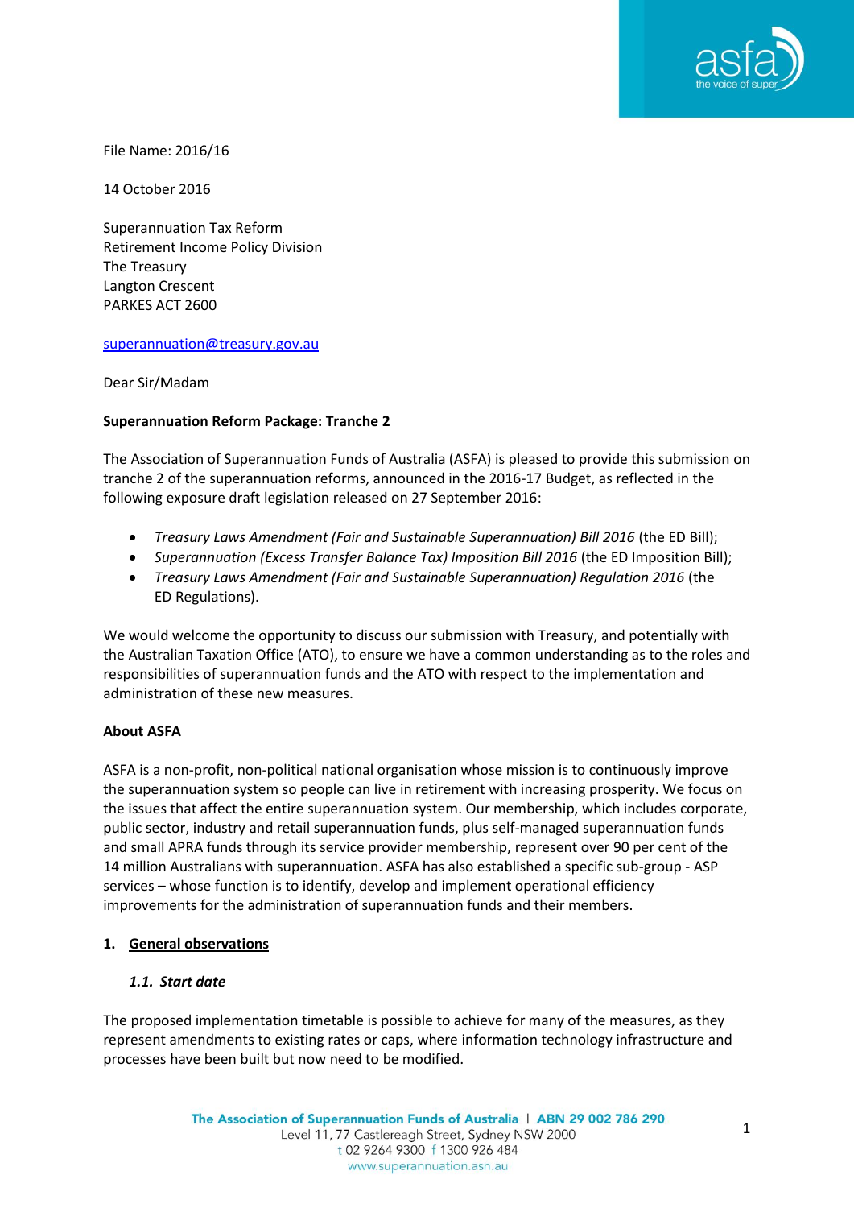File Name: 2016/16

14 October 2016

Superannuation Tax Reform
Retirement Income Policy Division
The Treasury
Langton Crescent
PARKES ACT 2600

superannuation@treasury.gov.au

Dear Sir/Madam

**Superannuation Reform Package: Tranche 2**

The Association of Superannuation Funds of Australia (ASFA) is pleased to provide this submission on tranche 2 of the superannuation reforms, announced in the 2016-17 Budget, as reflected in the following exposure draft legislation released on 27 September 2016:

- *Treasury Laws Amendment (Fair and Sustainable Superannuation) Bill 2016* (the ED Bill);
- *Superannuation (Excess Transfer Balance Tax) Imposition Bill 2016* (the ED Imposition Bill);
- *Treasury Laws Amendment (Fair and Sustainable Superannuation) Regulation 2016* (the ED Regulations).

We would welcome the opportunity to discuss our submission with Treasury, and potentially with the Australian Taxation Office (ATO), to ensure we have a common understanding as to the roles and responsibilities of superannuation funds and the ATO with respect to the implementation and administration of these new measures.

**About ASFA**

ASFA is a non-profit, non-political national organisation whose mission is to continuously improve the superannuation system so people can live in retirement with increasing prosperity. We focus on the issues that affect the entire superannuation system. Our membership, which includes corporate, public sector, industry and retail superannuation funds, plus self-managed superannuation funds and small APRA funds through its service provider membership, represent over 90 per cent of the 14 million Australians with superannuation. ASFA has also established a specific sub-group - ASP services – whose function is to identify, develop and implement operational efficiency improvements for the administration of superannuation funds and their members.

## 1. General observations

### *1.1. Start date*

The proposed implementation timetable is possible to achieve for many of the measures, as they represent amendments to existing rates or caps, where information technology infrastructure and processes have been built but now need to be modified.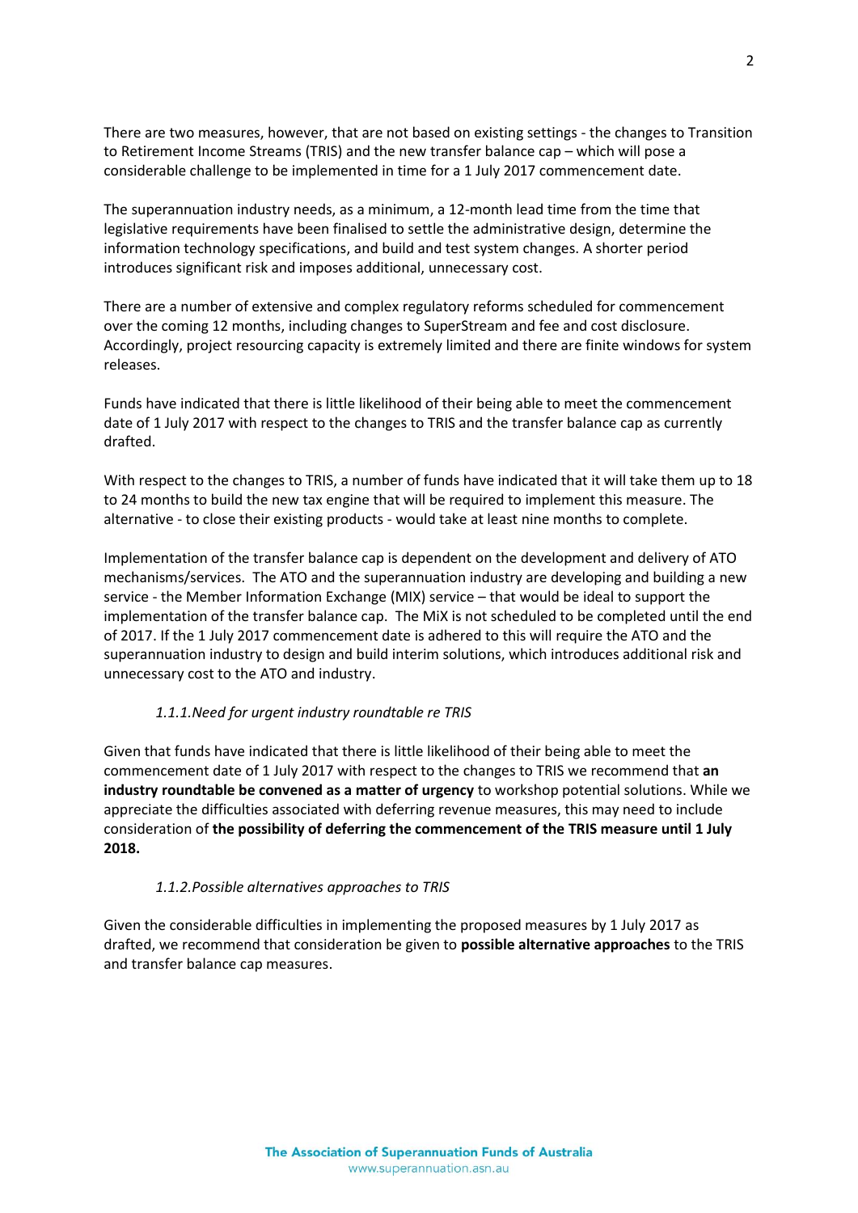There are two measures, however, that are not based on existing settings - the changes to Transition to Retirement Income Streams (TRIS) and the new transfer balance cap – which will pose a considerable challenge to be implemented in time for a 1 July 2017 commencement date.

The superannuation industry needs, as a minimum, a 12-month lead time from the time that legislative requirements have been finalised to settle the administrative design, determine the information technology specifications, and build and test system changes. A shorter period introduces significant risk and imposes additional, unnecessary cost.

There are a number of extensive and complex regulatory reforms scheduled for commencement over the coming 12 months, including changes to SuperStream and fee and cost disclosure. Accordingly, project resourcing capacity is extremely limited and there are finite windows for system releases.

Funds have indicated that there is little likelihood of their being able to meet the commencement date of 1 July 2017 with respect to the changes to TRIS and the transfer balance cap as currently drafted.

With respect to the changes to TRIS, a number of funds have indicated that it will take them up to 18 to 24 months to build the new tax engine that will be required to implement this measure. The alternative - to close their existing products - would take at least nine months to complete.

Implementation of the transfer balance cap is dependent on the development and delivery of ATO mechanisms/services. The ATO and the superannuation industry are developing and building a new service - the Member Information Exchange (MIX) service – that would be ideal to support the implementation of the transfer balance cap. The MiX is not scheduled to be completed until the end of 2017. If the 1 July 2017 commencement date is adhered to this will require the ATO and the superannuation industry to design and build interim solutions, which introduces additional risk and unnecessary cost to the ATO and industry.

#### *1.1.1. Need for urgent industry roundtable re TRIS*

Given that funds have indicated that there is little likelihood of their being able to meet the commencement date of 1 July 2017 with respect to the changes to TRIS we recommend that **an industry roundtable be convened as a matter of urgency** to workshop potential solutions. While we appreciate the difficulties associated with deferring revenue measures, this may need to include consideration of **the possibility of deferring the commencement of the TRIS measure until 1 July 2018.**

#### *1.1.2. Possible alternatives approaches to TRIS*

Given the considerable difficulties in implementing the proposed measures by 1 July 2017 as drafted, we recommend that consideration be given to **possible alternative approaches** to the TRIS and transfer balance cap measures.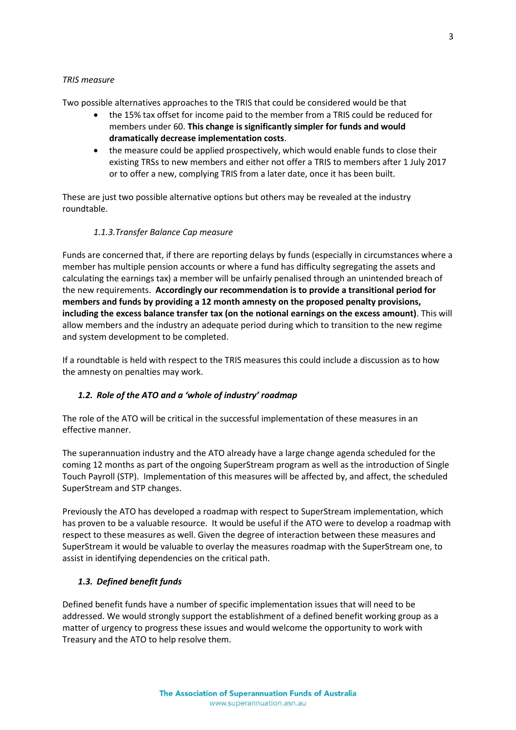*TRIS measure*

Two possible alternatives approaches to the TRIS that could be considered would be that

- the 15% tax offset for income paid to the member from a TRIS could be reduced for members under 60. **This change is significantly simpler for funds and would dramatically decrease implementation costs**.
- the measure could be applied prospectively, which would enable funds to close their existing TRSs to new members and either not offer a TRIS to members after 1 July 2017 or to offer a new, complying TRIS from a later date, once it has been built.

These are just two possible alternative options but others may be revealed at the industry roundtable.

#### *1.1.3. Transfer Balance Cap measure*

Funds are concerned that, if there are reporting delays by funds (especially in circumstances where a member has multiple pension accounts or where a fund has difficulty segregating the assets and calculating the earnings tax) a member will be unfairly penalised through an unintended breach of the new requirements. **Accordingly our recommendation is to provide a transitional period for members and funds by providing a 12 month amnesty on the proposed penalty provisions, including the excess balance transfer tax (on the notional earnings on the excess amount)**. This will allow members and the industry an adequate period during which to transition to the new regime and system development to be completed.

If a roundtable is held with respect to the TRIS measures this could include a discussion as to how the amnesty on penalties may work.

### *1.2. Role of the ATO and a 'whole of industry' roadmap*

The role of the ATO will be critical in the successful implementation of these measures in an effective manner.

The superannuation industry and the ATO already have a large change agenda scheduled for the coming 12 months as part of the ongoing SuperStream program as well as the introduction of Single Touch Payroll (STP). Implementation of this measures will be affected by, and affect, the scheduled SuperStream and STP changes.

Previously the ATO has developed a roadmap with respect to SuperStream implementation, which has proven to be a valuable resource. It would be useful if the ATO were to develop a roadmap with respect to these measures as well. Given the degree of interaction between these measures and SuperStream it would be valuable to overlay the measures roadmap with the SuperStream one, to assist in identifying dependencies on the critical path.

### *1.3. Defined benefit funds*

Defined benefit funds have a number of specific implementation issues that will need to be addressed. We would strongly support the establishment of a defined benefit working group as a matter of urgency to progress these issues and would welcome the opportunity to work with Treasury and the ATO to help resolve them.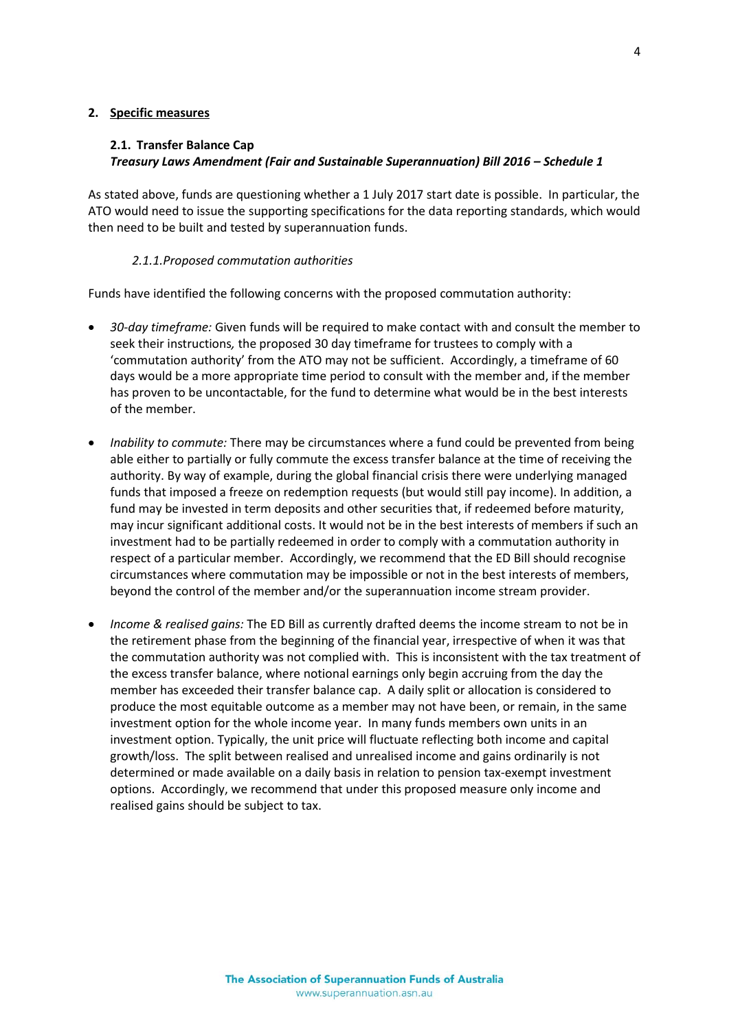## 2. Specific measures

### 2.1. Transfer Balance Cap

***Treasury Laws Amendment (Fair and Sustainable Superannuation) Bill 2016 – Schedule 1***

As stated above, funds are questioning whether a 1 July 2017 start date is possible. In particular, the ATO would need to issue the supporting specifications for the data reporting standards, which would then need to be built and tested by superannuation funds.

#### *2.1.1. Proposed commutation authorities*

Funds have identified the following concerns with the proposed commutation authority:

- *30-day timeframe:* Given funds will be required to make contact with and consult the member to seek their instructions*,* the proposed 30 day timeframe for trustees to comply with a 'commutation authority' from the ATO may not be sufficient. Accordingly, a timeframe of 60 days would be a more appropriate time period to consult with the member and, if the member has proven to be uncontactable, for the fund to determine what would be in the best interests of the member.

- *Inability to commute:* There may be circumstances where a fund could be prevented from being able either to partially or fully commute the excess transfer balance at the time of receiving the authority. By way of example, during the global financial crisis there were underlying managed funds that imposed a freeze on redemption requests (but would still pay income). In addition, a fund may be invested in term deposits and other securities that, if redeemed before maturity, may incur significant additional costs. It would not be in the best interests of members if such an investment had to be partially redeemed in order to comply with a commutation authority in respect of a particular member. Accordingly, we recommend that the ED Bill should recognise circumstances where commutation may be impossible or not in the best interests of members, beyond the control of the member and/or the superannuation income stream provider.

- *Income & realised gains:* The ED Bill as currently drafted deems the income stream to not be in the retirement phase from the beginning of the financial year, irrespective of when it was that the commutation authority was not complied with. This is inconsistent with the tax treatment of the excess transfer balance, where notional earnings only begin accruing from the day the member has exceeded their transfer balance cap. A daily split or allocation is considered to produce the most equitable outcome as a member may not have been, or remain, in the same investment option for the whole income year. In many funds members own units in an investment option. Typically, the unit price will fluctuate reflecting both income and capital growth/loss. The split between realised and unrealised income and gains ordinarily is not determined or made available on a daily basis in relation to pension tax-exempt investment options. Accordingly, we recommend that under this proposed measure only income and realised gains should be subject to tax.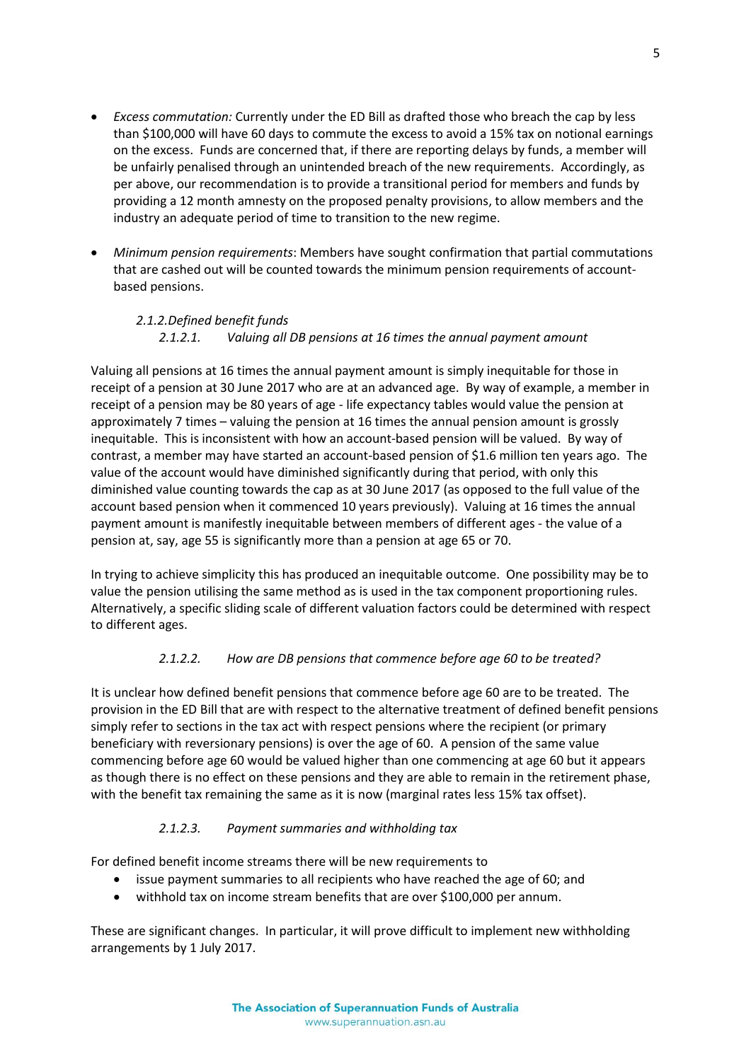- *Excess commutation:* Currently under the ED Bill as drafted those who breach the cap by less than $100,000 will have 60 days to commute the excess to avoid a 15% tax on notional earnings on the excess. Funds are concerned that, if there are reporting delays by funds, a member will be unfairly penalised through an unintended breach of the new requirements. Accordingly, as per above, our recommendation is to provide a transitional period for members and funds by providing a 12 month amnesty on the proposed penalty provisions, to allow members and the industry an adequate period of time to transition to the new regime.

- *Minimum pension requirements*: Members have sought confirmation that partial commutations that are cashed out will be counted towards the minimum pension requirements of account-based pensions.

#### *2.1.2. Defined benefit funds*

##### *2.1.2.1. Valuing all DB pensions at 16 times the annual payment amount*

Valuing all pensions at 16 times the annual payment amount is simply inequitable for those in receipt of a pension at 30 June 2017 who are at an advanced age. By way of example, a member in receipt of a pension may be 80 years of age - life expectancy tables would value the pension at approximately 7 times – valuing the pension at 16 times the annual pension amount is grossly inequitable. This is inconsistent with how an account-based pension will be valued. By way of contrast, a member may have started an account-based pension of $1.6 million ten years ago. The value of the account would have diminished significantly during that period, with only this diminished value counting towards the cap as at 30 June 2017 (as opposed to the full value of the account based pension when it commenced 10 years previously). Valuing at 16 times the annual payment amount is manifestly inequitable between members of different ages - the value of a pension at, say, age 55 is significantly more than a pension at age 65 or 70.

In trying to achieve simplicity this has produced an inequitable outcome. One possibility may be to value the pension utilising the same method as is used in the tax component proportioning rules. Alternatively, a specific sliding scale of different valuation factors could be determined with respect to different ages.

##### *2.1.2.2. How are DB pensions that commence before age 60 to be treated?*

It is unclear how defined benefit pensions that commence before age 60 are to be treated. The provision in the ED Bill that are with respect to the alternative treatment of defined benefit pensions simply refer to sections in the tax act with respect pensions where the recipient (or primary beneficiary with reversionary pensions) is over the age of 60. A pension of the same value commencing before age 60 would be valued higher than one commencing at age 60 but it appears as though there is no effect on these pensions and they are able to remain in the retirement phase, with the benefit tax remaining the same as it is now (marginal rates less 15% tax offset).

##### *2.1.2.3. Payment summaries and withholding tax*

For defined benefit income streams there will be new requirements to

- issue payment summaries to all recipients who have reached the age of 60; and
- withhold tax on income stream benefits that are over $100,000 per annum.

These are significant changes. In particular, it will prove difficult to implement new withholding arrangements by 1 July 2017.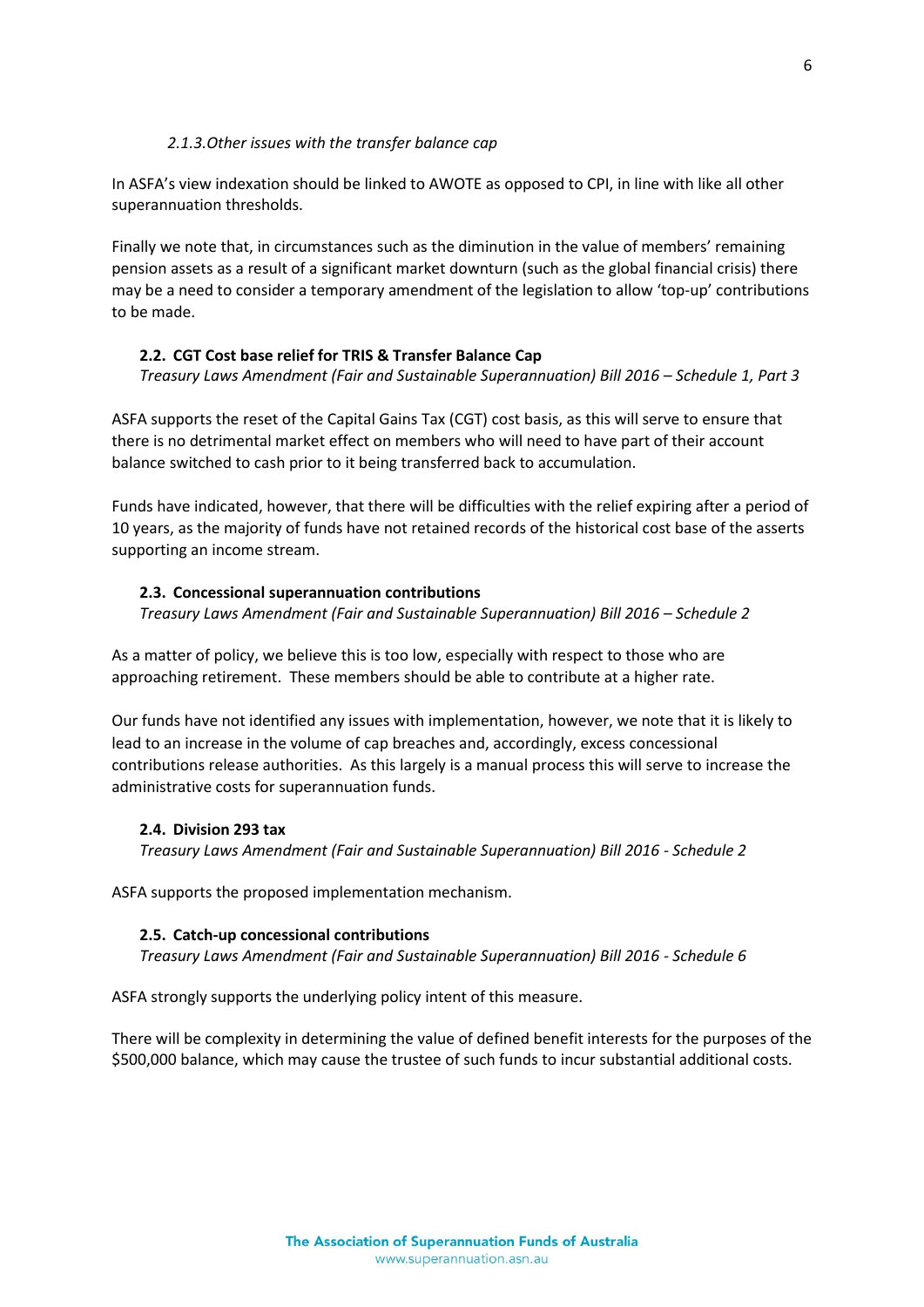#### *2.1.3. Other issues with the transfer balance cap*

In ASFA's view indexation should be linked to AWOTE as opposed to CPI, in line with like all other superannuation thresholds.

Finally we note that, in circumstances such as the diminution in the value of members' remaining pension assets as a result of a significant market downturn (such as the global financial crisis) there may be a need to consider a temporary amendment of the legislation to allow 'top-up' contributions to be made.

### 2.2. CGT Cost base relief for TRIS & Transfer Balance Cap

*Treasury Laws Amendment (Fair and Sustainable Superannuation) Bill 2016 – Schedule 1, Part 3*

ASFA supports the reset of the Capital Gains Tax (CGT) cost basis, as this will serve to ensure that there is no detrimental market effect on members who will need to have part of their account balance switched to cash prior to it being transferred back to accumulation.

Funds have indicated, however, that there will be difficulties with the relief expiring after a period of 10 years, as the majority of funds have not retained records of the historical cost base of the asserts supporting an income stream.

### 2.3. Concessional superannuation contributions

*Treasury Laws Amendment (Fair and Sustainable Superannuation) Bill 2016 – Schedule 2*

As a matter of policy, we believe this is too low, especially with respect to those who are approaching retirement. These members should be able to contribute at a higher rate.

Our funds have not identified any issues with implementation, however, we note that it is likely to lead to an increase in the volume of cap breaches and, accordingly, excess concessional contributions release authorities. As this largely is a manual process this will serve to increase the administrative costs for superannuation funds.

### 2.4. Division 293 tax

*Treasury Laws Amendment (Fair and Sustainable Superannuation) Bill 2016 - Schedule 2*

ASFA supports the proposed implementation mechanism.

### 2.5. Catch-up concessional contributions

*Treasury Laws Amendment (Fair and Sustainable Superannuation) Bill 2016 - Schedule 6*

ASFA strongly supports the underlying policy intent of this measure.

There will be complexity in determining the value of defined benefit interests for the purposes of the $500,000 balance, which may cause the trustee of such funds to incur substantial additional costs.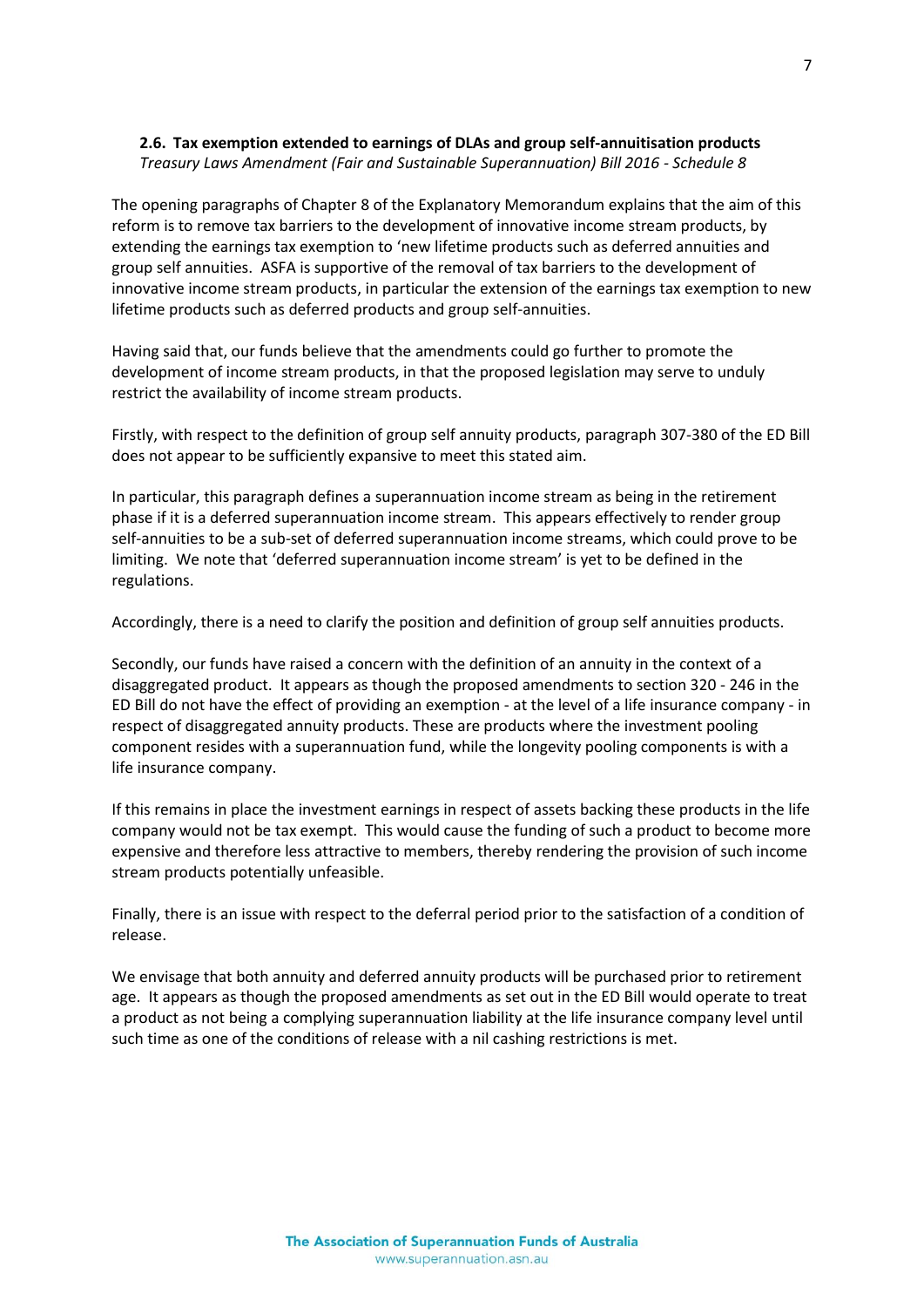### 2.6. Tax exemption extended to earnings of DLAs and group self-annuitisation products

*Treasury Laws Amendment (Fair and Sustainable Superannuation) Bill 2016 - Schedule 8*

The opening paragraphs of Chapter 8 of the Explanatory Memorandum explains that the aim of this reform is to remove tax barriers to the development of innovative income stream products, by extending the earnings tax exemption to 'new lifetime products such as deferred annuities and group self annuities. ASFA is supportive of the removal of tax barriers to the development of innovative income stream products, in particular the extension of the earnings tax exemption to new lifetime products such as deferred products and group self-annuities.

Having said that, our funds believe that the amendments could go further to promote the development of income stream products, in that the proposed legislation may serve to unduly restrict the availability of income stream products.

Firstly, with respect to the definition of group self annuity products, paragraph 307-380 of the ED Bill does not appear to be sufficiently expansive to meet this stated aim.

In particular, this paragraph defines a superannuation income stream as being in the retirement phase if it is a deferred superannuation income stream. This appears effectively to render group self-annuities to be a sub-set of deferred superannuation income streams, which could prove to be limiting. We note that 'deferred superannuation income stream' is yet to be defined in the regulations.

Accordingly, there is a need to clarify the position and definition of group self annuities products.

Secondly, our funds have raised a concern with the definition of an annuity in the context of a disaggregated product. It appears as though the proposed amendments to section 320 - 246 in the ED Bill do not have the effect of providing an exemption - at the level of a life insurance company - in respect of disaggregated annuity products. These are products where the investment pooling component resides with a superannuation fund, while the longevity pooling components is with a life insurance company.

If this remains in place the investment earnings in respect of assets backing these products in the life company would not be tax exempt. This would cause the funding of such a product to become more expensive and therefore less attractive to members, thereby rendering the provision of such income stream products potentially unfeasible.

Finally, there is an issue with respect to the deferral period prior to the satisfaction of a condition of release.

We envisage that both annuity and deferred annuity products will be purchased prior to retirement age. It appears as though the proposed amendments as set out in the ED Bill would operate to treat a product as not being a complying superannuation liability at the life insurance company level until such time as one of the conditions of release with a nil cashing restrictions is met.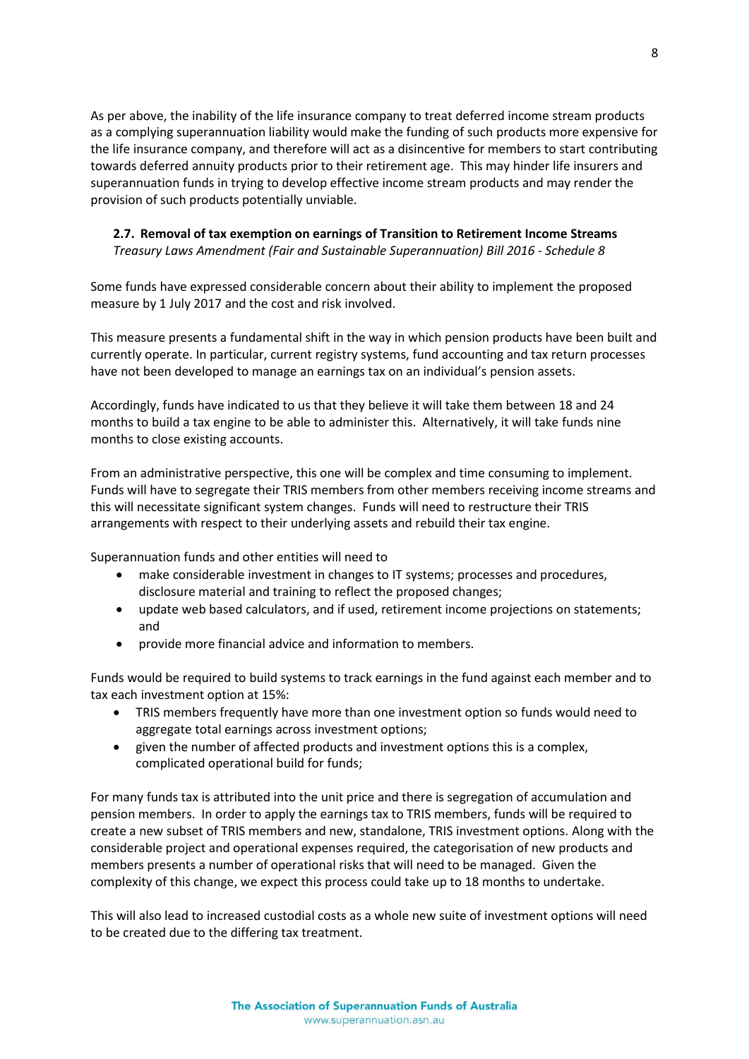As per above, the inability of the life insurance company to treat deferred income stream products as a complying superannuation liability would make the funding of such products more expensive for the life insurance company, and therefore will act as a disincentive for members to start contributing towards deferred annuity products prior to their retirement age. This may hinder life insurers and superannuation funds in trying to develop effective income stream products and may render the provision of such products potentially unviable.

### 2.7. Removal of tax exemption on earnings of Transition to Retirement Income Streams

*Treasury Laws Amendment (Fair and Sustainable Superannuation) Bill 2016 - Schedule 8*

Some funds have expressed considerable concern about their ability to implement the proposed measure by 1 July 2017 and the cost and risk involved.

This measure presents a fundamental shift in the way in which pension products have been built and currently operate. In particular, current registry systems, fund accounting and tax return processes have not been developed to manage an earnings tax on an individual's pension assets.

Accordingly, funds have indicated to us that they believe it will take them between 18 and 24 months to build a tax engine to be able to administer this. Alternatively, it will take funds nine months to close existing accounts.

From an administrative perspective, this one will be complex and time consuming to implement. Funds will have to segregate their TRIS members from other members receiving income streams and this will necessitate significant system changes. Funds will need to restructure their TRIS arrangements with respect to their underlying assets and rebuild their tax engine.

Superannuation funds and other entities will need to

- make considerable investment in changes to IT systems; processes and procedures, disclosure material and training to reflect the proposed changes;
- update web based calculators, and if used, retirement income projections on statements; and
- provide more financial advice and information to members.

Funds would be required to build systems to track earnings in the fund against each member and to tax each investment option at 15%:

- TRIS members frequently have more than one investment option so funds would need to aggregate total earnings across investment options;
- given the number of affected products and investment options this is a complex, complicated operational build for funds;

For many funds tax is attributed into the unit price and there is segregation of accumulation and pension members. In order to apply the earnings tax to TRIS members, funds will be required to create a new subset of TRIS members and new, standalone, TRIS investment options. Along with the considerable project and operational expenses required, the categorisation of new products and members presents a number of operational risks that will need to be managed. Given the complexity of this change, we expect this process could take up to 18 months to undertake.

This will also lead to increased custodial costs as a whole new suite of investment options will need to be created due to the differing tax treatment.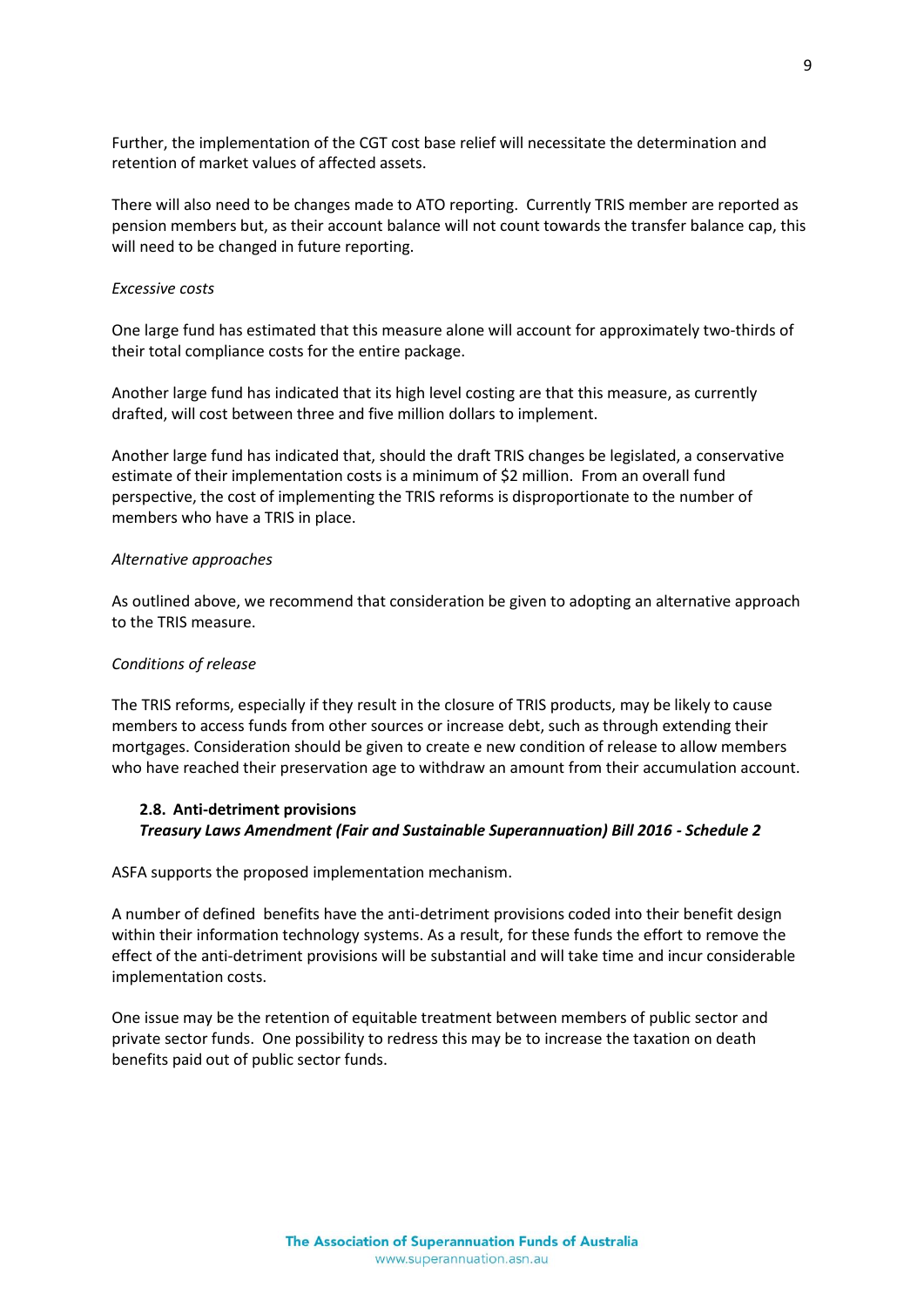Further, the implementation of the CGT cost base relief will necessitate the determination and retention of market values of affected assets.

There will also need to be changes made to ATO reporting. Currently TRIS member are reported as pension members but, as their account balance will not count towards the transfer balance cap, this will need to be changed in future reporting.

*Excessive costs*

One large fund has estimated that this measure alone will account for approximately two-thirds of their total compliance costs for the entire package.

Another large fund has indicated that its high level costing are that this measure, as currently drafted, will cost between three and five million dollars to implement.

Another large fund has indicated that, should the draft TRIS changes be legislated, a conservative estimate of their implementation costs is a minimum of $2 million. From an overall fund perspective, the cost of implementing the TRIS reforms is disproportionate to the number of members who have a TRIS in place.

*Alternative approaches*

As outlined above, we recommend that consideration be given to adopting an alternative approach to the TRIS measure.

*Conditions of release*

The TRIS reforms, especially if they result in the closure of TRIS products, may be likely to cause members to access funds from other sources or increase debt, such as through extending their mortgages. Consideration should be given to create e new condition of release to allow members who have reached their preservation age to withdraw an amount from their accumulation account.

### 2.8. Anti-detriment provisions

***Treasury Laws Amendment (Fair and Sustainable Superannuation) Bill 2016 - Schedule 2***

ASFA supports the proposed implementation mechanism.

A number of defined benefits have the anti-detriment provisions coded into their benefit design within their information technology systems. As a result, for these funds the effort to remove the effect of the anti-detriment provisions will be substantial and will take time and incur considerable implementation costs.

One issue may be the retention of equitable treatment between members of public sector and private sector funds. One possibility to redress this may be to increase the taxation on death benefits paid out of public sector funds.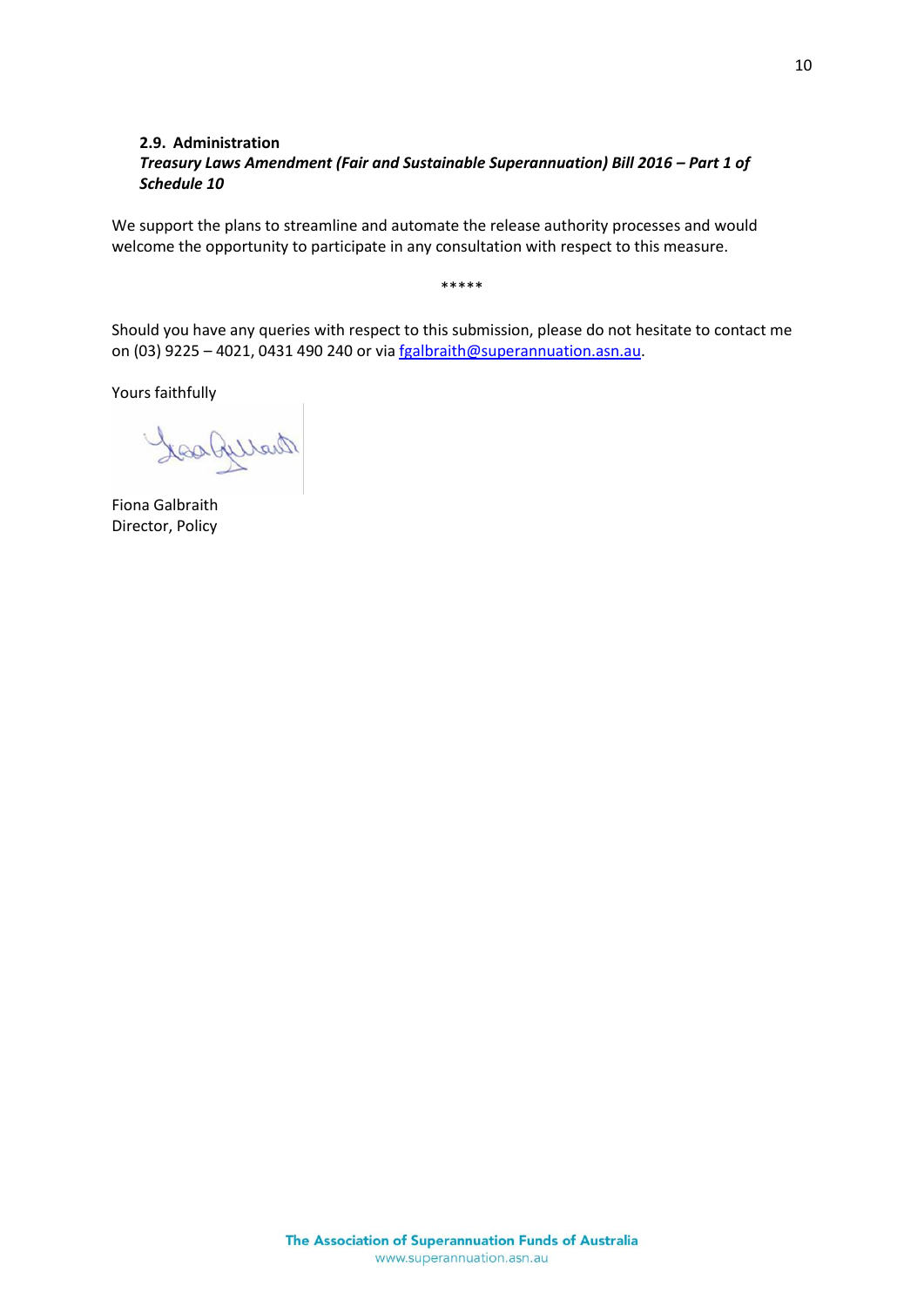### 2.9. Administration

***Treasury Laws Amendment (Fair and Sustainable Superannuation) Bill 2016 – Part 1 of Schedule 10***

We support the plans to streamline and automate the release authority processes and would welcome the opportunity to participate in any consultation with respect to this measure.

*****

Should you have any queries with respect to this submission, please do not hesitate to contact me on (03) 9225 – 4021, 0431 490 240 or via fgalbraith@superannuation.asn.au.

Yours faithfully

Fiona Galbraith
Director, Policy